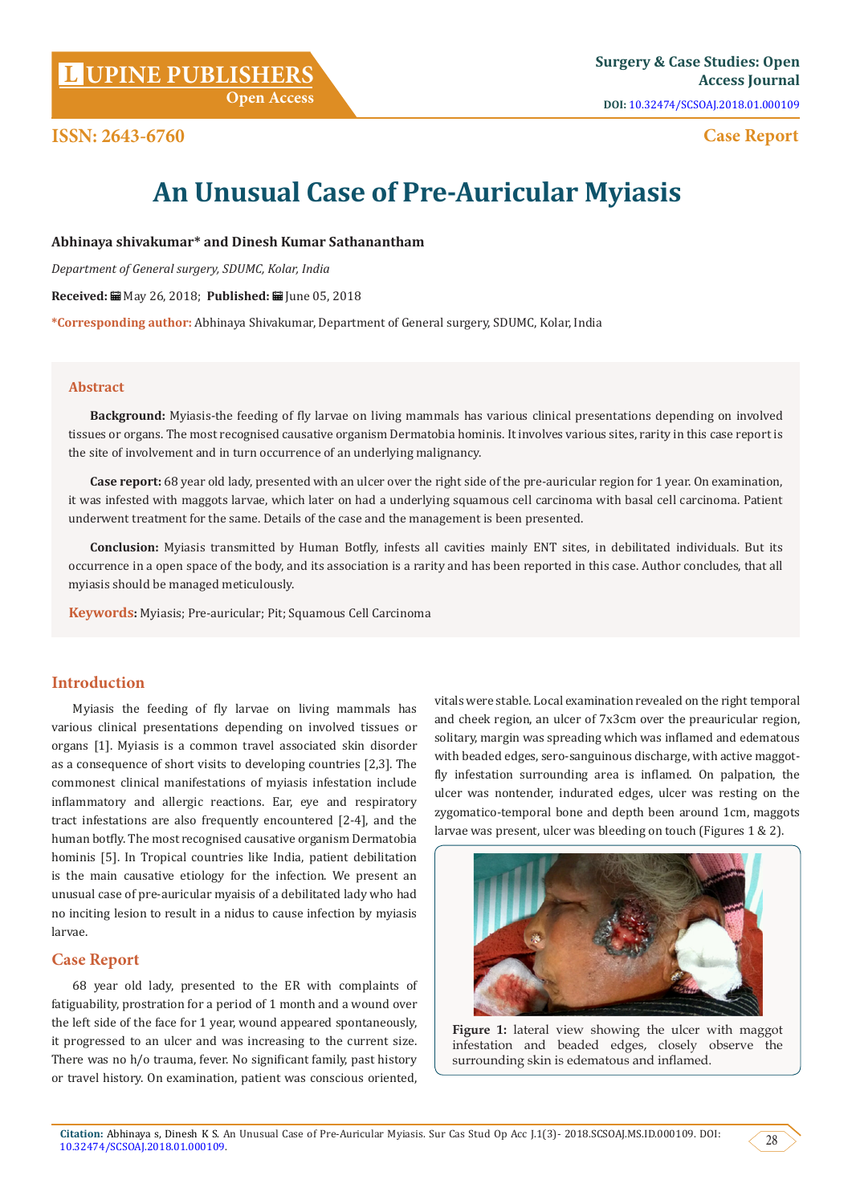ISSN: 2643-6760

Case Report

# An Unusual Case of Pre-Auricular Myiasis

**Abhinaya shivakumar* and Dinesh Kumar Sathanantham**

*Department of General surgery, SDUMC, Kolar, India*

**Received:** May 26, 2018; **Published:** June 05, 2018

***Corresponding author:** Abhinaya Shivakumar, Department of General surgery, SDUMC, Kolar, India

## Abstract

**Background:** Myiasis-the feeding of fly larvae on living mammals has various clinical presentations depending on involved tissues or organs. The most recognised causative organism Dermatobia hominis. It involves various sites, rarity in this case report is the site of involvement and in turn occurrence of an underlying malignancy.

**Case report:** 68 year old lady, presented with an ulcer over the right side of the pre-auricular region for 1 year. On examination, it was infested with maggots larvae, which later on had a underlying squamous cell carcinoma with basal cell carcinoma. Patient underwent treatment for the same. Details of the case and the management is been presented.

**Conclusion:** Myiasis transmitted by Human Botfly, infests all cavities mainly ENT sites, in debilitated individuals. But its occurrence in a open space of the body, and its association is a rarity and has been reported in this case. Author concludes, that all myiasis should be managed meticulously.

**Keywords:** Myiasis; Pre-auricular; Pit; Squamous Cell Carcinoma

## Introduction

Myiasis the feeding of fly larvae on living mammals has various clinical presentations depending on involved tissues or organs [1]. Myiasis is a common travel associated skin disorder as a consequence of short visits to developing countries [2,3]. The commonest clinical manifestations of myiasis infestation include inflammatory and allergic reactions. Ear, eye and respiratory tract infestations are also frequently encountered [2-4], and the human botfly. The most recognised causative organism Dermatobia hominis [5]. In Tropical countries like India, patient debilitation is the main causative etiology for the infection. We present an unusual case of pre-auricular myaisis of a debilitated lady who had no inciting lesion to result in a nidus to cause infection by myiasis larvae.

## Case Report

68 year old lady, presented to the ER with complaints of fatiguability, prostration for a period of 1 month and a wound over the left side of the face for 1 year, wound appeared spontaneously, it progressed to an ulcer and was increasing to the current size. There was no h/o trauma, fever. No significant family, past history or travel history. On examination, patient was conscious oriented, vitals were stable. Local examination revealed on the right temporal and cheek region, an ulcer of 7x3cm over the preauricular region, solitary, margin was spreading which was inflamed and edematous with beaded edges, sero-sanguinous discharge, with active maggot-fly infestation surrounding area is inflamed. On palpation, the ulcer was nontender, indurated edges, ulcer was resting on the zygomatico-temporal bone and depth been around 1cm, maggots larvae was present, ulcer was bleeding on touch (Figures 1 & 2).

**Figure 1:** lateral view showing the ulcer with maggot infestation and beaded edges, closely observe the surrounding skin is edematous and inflamed.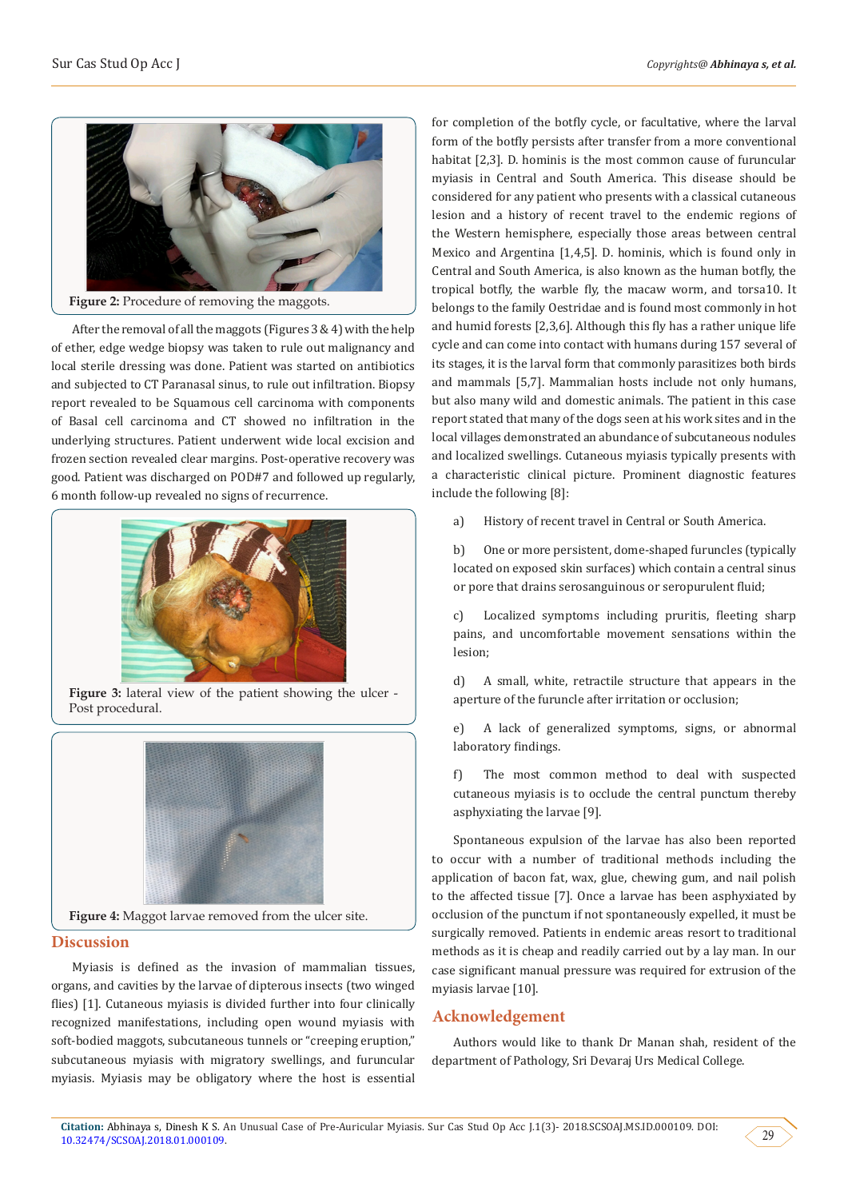Figure 2: Procedure of removing the maggots.

After the removal of all the maggots (Figures 3 & 4) with the help of ether, edge wedge biopsy was taken to rule out malignancy and local sterile dressing was done. Patient was started on antibiotics and subjected to CT Paranasal sinus, to rule out infiltration. Biopsy report revealed to be Squamous cell carcinoma with components of Basal cell carcinoma and CT showed no infiltration in the underlying structures. Patient underwent wide local excision and frozen section revealed clear margins. Post-operative recovery was good. Patient was discharged on POD#7 and followed up regularly, 6 month follow-up revealed no signs of recurrence.

Figure 3: lateral view of the patient showing the ulcer - Post procedural.

Figure 4: Maggot larvae removed from the ulcer site.

## Discussion

Myiasis is defined as the invasion of mammalian tissues, organs, and cavities by the larvae of dipterous insects (two winged flies) [1]. Cutaneous myiasis is divided further into four clinically recognized manifestations, including open wound myiasis with soft-bodied maggots, subcutaneous tunnels or "creeping eruption," subcutaneous myiasis with migratory swellings, and furuncular myiasis. Myiasis may be obligatory where the host is essential for completion of the botfly cycle, or facultative, where the larval form of the botfly persists after transfer from a more conventional habitat [2,3]. D. hominis is the most common cause of furuncular myiasis in Central and South America. This disease should be considered for any patient who presents with a classical cutaneous lesion and a history of recent travel to the endemic regions of the Western hemisphere, especially those areas between central Mexico and Argentina [1,4,5]. D. hominis, which is found only in Central and South America, is also known as the human botfly, the tropical botfly, the warble fly, the macaw worm, and torsa10. It belongs to the family Oestridae and is found most commonly in hot and humid forests [2,3,6]. Although this fly has a rather unique life cycle and can come into contact with humans during 157 several of its stages, it is the larval form that commonly parasitizes both birds and mammals [5,7]. Mammalian hosts include not only humans, but also many wild and domestic animals. The patient in this case report stated that many of the dogs seen at his work sites and in the local villages demonstrated an abundance of subcutaneous nodules and localized swellings. Cutaneous myiasis typically presents with a characteristic clinical picture. Prominent diagnostic features include the following [8]:

a) History of recent travel in Central or South America.

b) One or more persistent, dome-shaped furuncles (typically located on exposed skin surfaces) which contain a central sinus or pore that drains serosanguinous or seropurulent fluid;

c) Localized symptoms including pruritis, fleeting sharp pains, and uncomfortable movement sensations within the lesion;

d) A small, white, retractile structure that appears in the aperture of the furuncle after irritation or occlusion;

e) A lack of generalized symptoms, signs, or abnormal laboratory findings.

f) The most common method to deal with suspected cutaneous myiasis is to occlude the central punctum thereby asphyxiating the larvae [9].

Spontaneous expulsion of the larvae has also been reported to occur with a number of traditional methods including the application of bacon fat, wax, glue, chewing gum, and nail polish to the affected tissue [7]. Once a larvae has been asphyxiated by occlusion of the punctum if not spontaneously expelled, it must be surgically removed. Patients in endemic areas resort to traditional methods as it is cheap and readily carried out by a lay man. In our case significant manual pressure was required for extrusion of the myiasis larvae [10].

## Acknowledgement

Authors would like to thank Dr Manan shah, resident of the department of Pathology, Sri Devaraj Urs Medical College.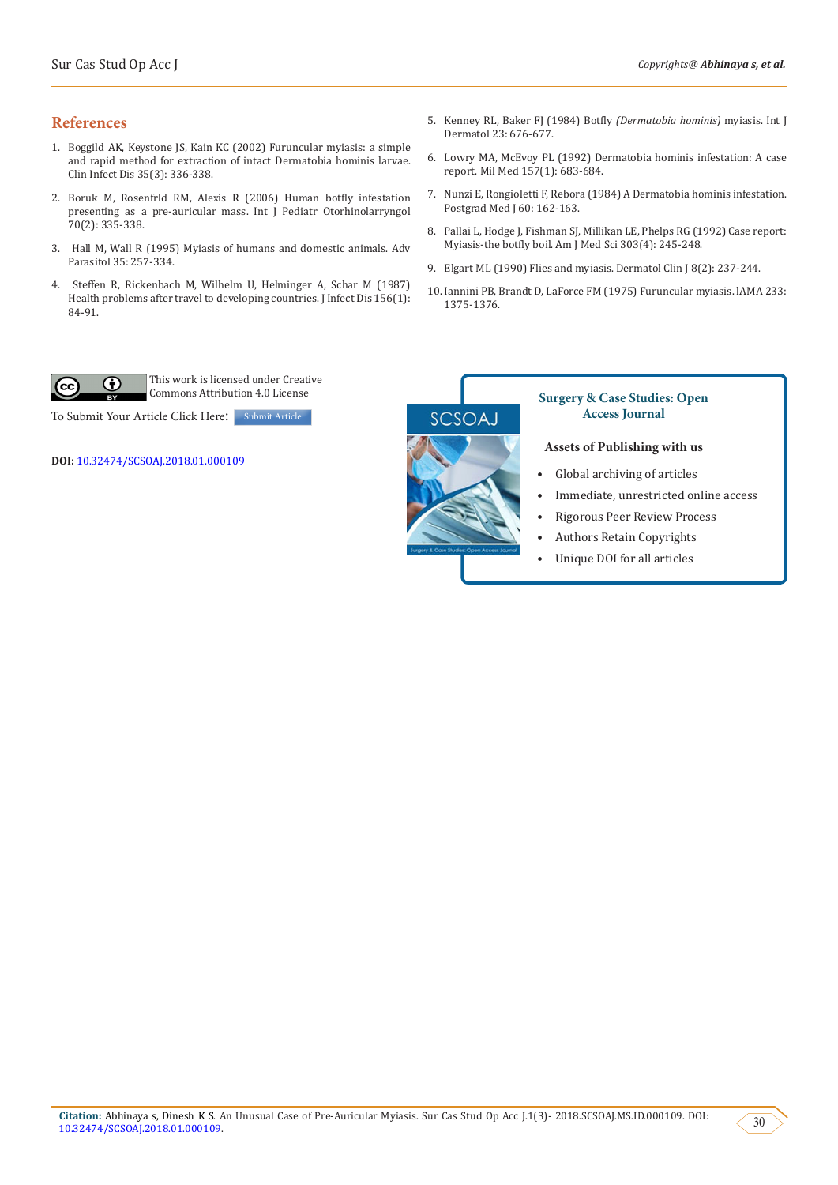## References

1. Boggild AK, Keystone JS, Kain KC (2002) Furuncular myiasis: a simple and rapid method for extraction of intact Dermatobia hominis larvae. Clin Infect Dis 35(3): 336-338.
2. Boruk M, Rosenfrld RM, Alexis R (2006) Human botfly infestation presenting as a pre-auricular mass. Int J Pediatr Otorhinolarryngol 70(2): 335-338.
3. Hall M, Wall R (1995) Myiasis of humans and domestic animals. Adv Parasitol 35: 257-334.
4. Steffen R, Rickenbach M, Wilhelm U, Helminger A, Schar M (1987) Health problems after travel to developing countries. J Infect Dis 156(1): 84-91.
5. Kenney RL, Baker FJ (1984) Botfly *(Dermatobia hominis)* myiasis. Int J Dermatol 23: 676-677.
6. Lowry MA, McEvoy PL (1992) Dermatobia hominis infestation: A case report. Mil Med 157(1): 683-684.
7. Nunzi E, Rongioletti F, Rebora (1984) A Dermatobia hominis infestation. Postgrad Med J 60: 162-163.
8. Pallai L, Hodge J, Fishman SJ, Millikan LE, Phelps RG (1992) Case report: Myiasis-the botfly boil. Am J Med Sci 303(4): 245-248.
9. Elgart ML (1990) Flies and myiasis. Dermatol Clin J 8(2): 237-244.
10. Iannini PB, Brandt D, LaForce FM (1975) Furuncular myiasis. JAMA 233: 1375-1376.

This work is licensed under Creative Commons Attribution 4.0 License

To Submit Your Article Click Here: Submit Article

**DOI:** 10.32474/SCSOAJ.2018.01.000109

**Surgery & Case Studies: Open Access Journal**

**Assets of Publishing with us**

- Global archiving of articles
- Immediate, unrestricted online access
- Rigorous Peer Review Process
- Authors Retain Copyrights
- Unique DOI for all articles

**Citation:** Abhinaya s, Dinesh K S. An Unusual Case of Pre-Auricular Myiasis. Sur Cas Stud Op Acc J.1(3)- 2018.SCSOAJ.MS.ID.000109. DOI: 10.32474/SCSOAJ.2018.01.000109.